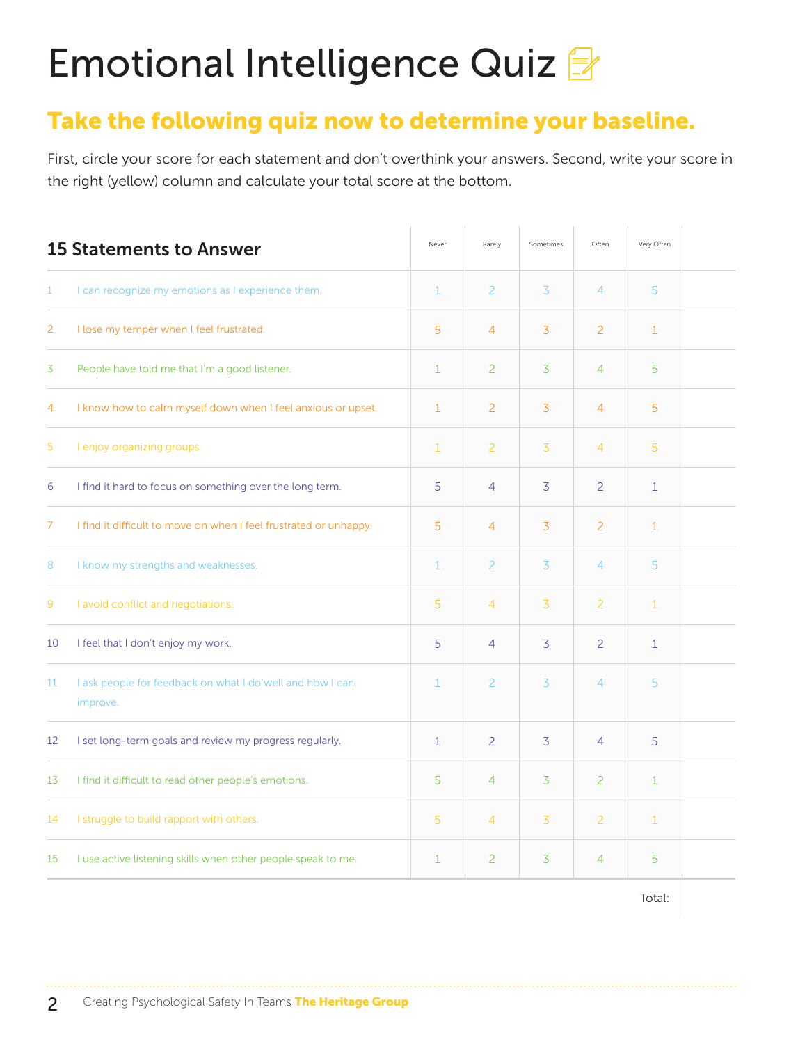# Emotional Intelligence Quiz

## Take the following quiz now to determine your baseline.

First, circle your score for each statement and don't overthink your answers. Second, write your score in the right (yellow) column and calculate your total score at the bottom.

| | 15 Statements to Answer | Never | Rarely | Sometimes | Often | Very Often | |
|---|---|---|---|---|---|---|---|
| 1 | I can recognize my emotions as I experience them. | 1 | 2 | 3 | 4 | 5 | |
| 2 | I lose my temper when I feel frustrated. | 5 | 4 | 3 | 2 | 1 | |
| 3 | People have told me that I'm a good listener. | 1 | 2 | 3 | 4 | 5 | |
| 4 | I know how to calm myself down when I feel anxious or upset. | 1 | 2 | 3 | 4 | 5 | |
| 5 | I enjoy organizing groups. | 1 | 2 | 3 | 4 | 5 | |
| 6 | I find it hard to focus on something over the long term. | 5 | 4 | 3 | 2 | 1 | |
| 7 | I find it difficult to move on when I feel frustrated or unhappy. | 5 | 4 | 3 | 2 | 1 | |
| 8 | I know my strengths and weaknesses. | 1 | 2 | 3 | 4 | 5 | |
| 9 | I avoid conflict and negotiations. | 5 | 4 | 3 | 2 | 1 | |
| 10 | I feel that I don't enjoy my work. | 5 | 4 | 3 | 2 | 1 | |
| 11 | I ask people for feedback on what I do well and how I can improve. | 1 | 2 | 3 | 4 | 5 | |
| 12 | I set long-term goals and review my progress regularly. | 1 | 2 | 3 | 4 | 5 | |
| 13 | I find it difficult to read other people's emotions. | 5 | 4 | 3 | 2 | 1 | |
| 14 | I struggle to build rapport with others. | 5 | 4 | 3 | 2 | 1 | |
| 15 | I use active listening skills when other people speak to me. | 1 | 2 | 3 | 4 | 5 | |
| | | | | | | Total: | |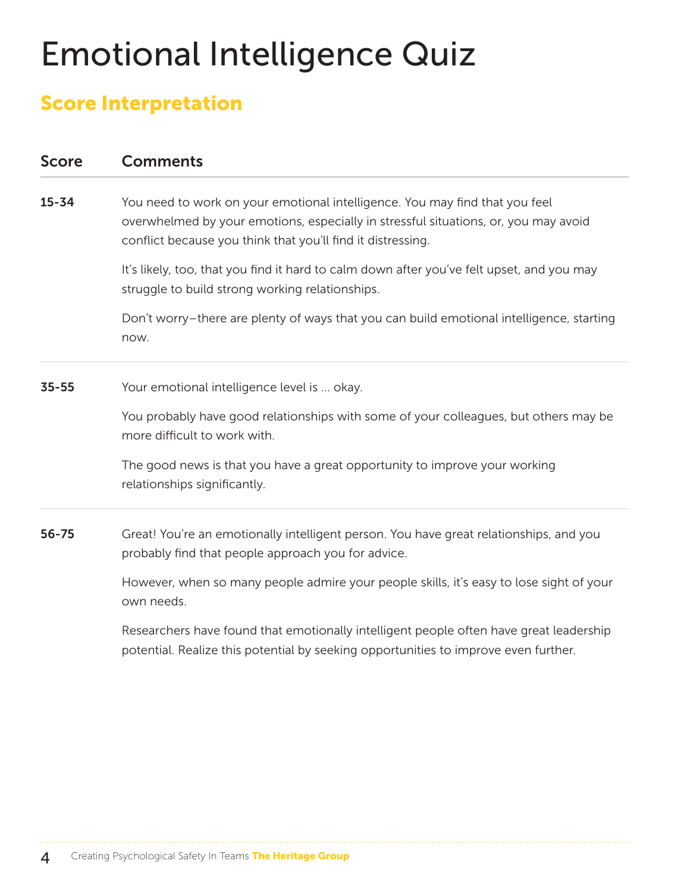# Emotional Intelligence Quiz

## Score Interpretation

| Score | Comments |
|---|---|
| 15-34 | You need to work on your emotional intelligence. You may find that you feel overwhelmed by your emotions, especially in stressful situations, or, you may avoid conflict because you think that you'll find it distressing.<br><br>It's likely, too, that you find it hard to calm down after you've felt upset, and you may struggle to build strong working relationships.<br><br>Don't worry–there are plenty of ways that you can build emotional intelligence, starting now. |
| 35-55 | Your emotional intelligence level is ... okay.<br><br>You probably have good relationships with some of your colleagues, but others may be more difficult to work with.<br><br>The good news is that you have a great opportunity to improve your working relationships significantly. |
| 56-75 | Great! You're an emotionally intelligent person. You have great relationships, and you probably find that people approach you for advice.<br><br>However, when so many people admire your people skills, it's easy to lose sight of your own needs.<br><br>Researchers have found that emotionally intelligent people often have great leadership potential. Realize this potential by seeking opportunities to improve even further. |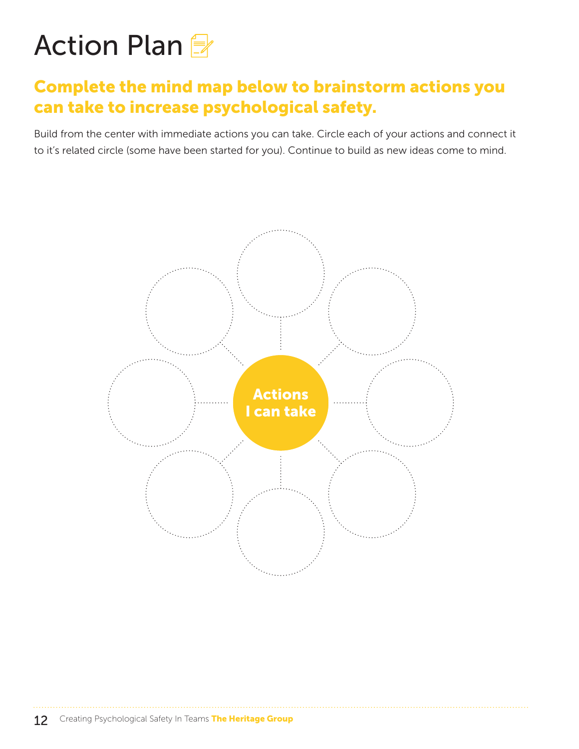# Action Plan

## Complete the mind map below to brainstorm actions you can take to increase psychological safety.

Build from the center with immediate actions you can take. Circle each of your actions and connect it to it's related circle (some have been started for you). Continue to build as new ideas come to mind.

Actions I can take